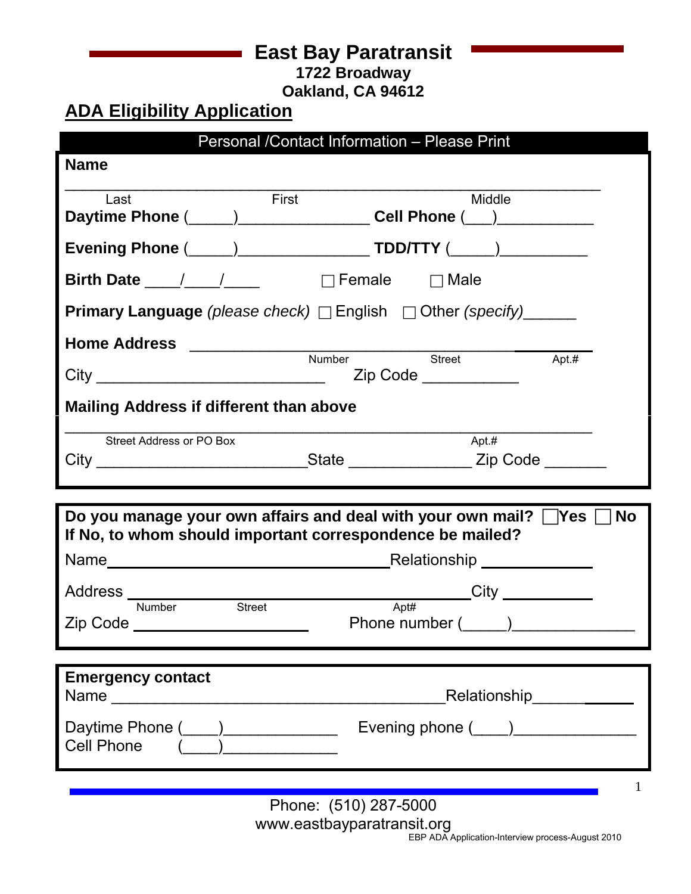# East Bay Paratransit

**1722 Broadway**
**Oakland, CA 94612**

## ADA Eligibility Application

**Personal /Contact Information – Please Print**

**Name**

_______________________________________________________________
Last                                   First                                   Middle

**Daytime Phone** (_____)_______________ **Cell Phone** (___)___________

**Evening Phone** (_____)_______________ **TDD/TTY** (_____)__________

**Birth Date** ____/____/____     ☐ Female     ☐ Male

**Primary Language** *(please check)* ☐ English  ☐ Other *(specify)*______

**Home Address** ________________________________________
Number                    Street                    Apt.#

City __________________________  Zip Code ___________

**Mailing Address if different than above**

_______________________________________________________________
Street Address or PO Box                                        Apt.#

City ________________________State ______________ Zip Code _______

---

**Do you manage your own affairs and deal with your own mail?** ☐ **Yes** ☐ **No**
**If No, to whom should important correspondence be mailed?**

Name_________________________________Relationship _____________

Address _______________________________________City ___________
Number          Street                    Apt#

Zip Code ____________________     Phone number (_____)_____________

---

**Emergency contact**

Name ______________________________________Relationship____________

Daytime Phone (____)_____________   Evening phone (____)______________

Cell Phone (____)_____________

---

Phone: (510) 287-5000
www.eastbayparatransit.org

EBP ADA Application-Interview process-August 2010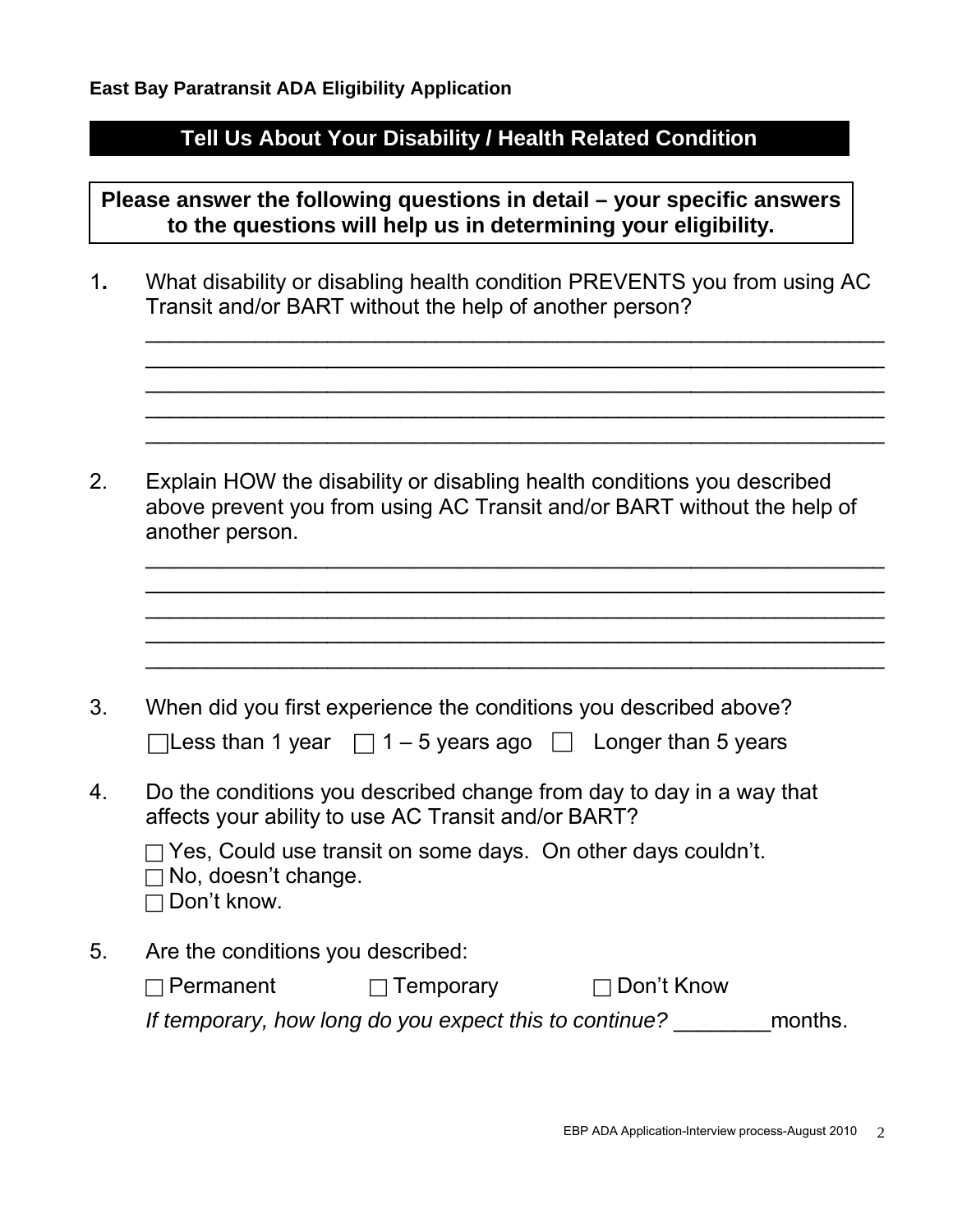**East Bay Paratransit ADA Eligibility Application**

## Tell Us About Your Disability / Health Related Condition

**Please answer the following questions in detail – your specific answers to the questions will help us in determining your eligibility.**

1. What disability or disabling health condition PREVENTS you from using AC Transit and/or BART without the help of another person?

_______________________________________________________________
_______________________________________________________________
_______________________________________________________________
_______________________________________________________________
_______________________________________________________________

2. Explain HOW the disability or disabling health conditions you described above prevent you from using AC Transit and/or BART without the help of another person.

_______________________________________________________________
_______________________________________________________________
_______________________________________________________________
_______________________________________________________________
_______________________________________________________________

3. When did you first experience the conditions you described above?

☐ Less than 1 year ☐ 1 – 5 years ago ☐ Longer than 5 years

4. Do the conditions you described change from day to day in a way that affects your ability to use AC Transit and/or BART?

☐ Yes, Could use transit on some days. On other days couldn't.
☐ No, doesn't change.
☐ Don't know.

5. Are the conditions you described:

☐ Permanent ☐ Temporary ☐ Don't Know

*If temporary, how long do you expect this to continue?* ________months.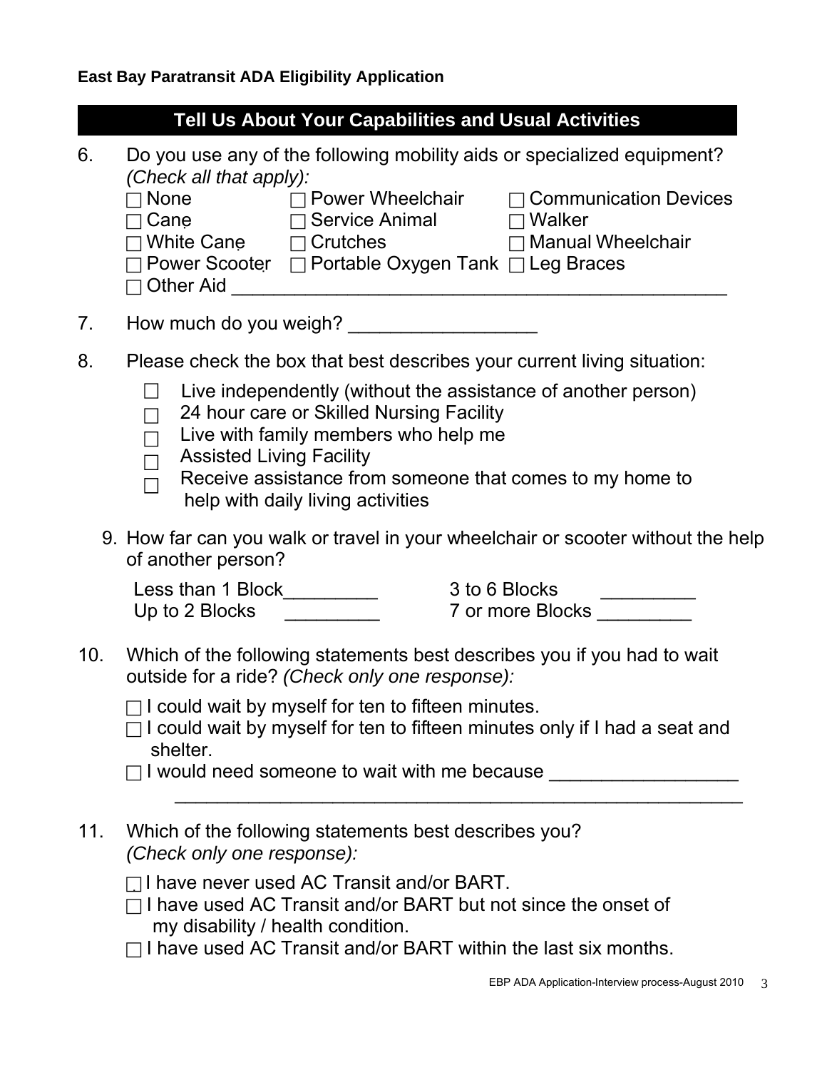**East Bay Paratransit ADA Eligibility Application**

## Tell Us About Your Capabilities and Usual Activities

6. Do you use any of the following mobility aids or specialized equipment? *(Check all that apply):*

   ☐ None ☐ Power Wheelchair ☐ Communication Devices
   ☐ Cane ☐ Service Animal ☐ Walker
   ☐ White Cane ☐ Crutches ☐ Manual Wheelchair
   ☐ Power Scooter ☐ Portable Oxygen Tank ☐ Leg Braces
   ☐ Other Aid ____________________________________________

7. How much do you weigh? _________________

8. Please check the box that best describes your current living situation:

   ☐ Live independently (without the assistance of another person)
   ☐ 24 hour care or Skilled Nursing Facility
   ☐ Live with family members who help me
   ☐ Assisted Living Facility
   ☐ Receive assistance from someone that comes to my home to help with daily living activities

9. How far can you walk or travel in your wheelchair or scooter without the help of another person?

   Less than 1 Block_________ 3 to 6 Blocks _________
   Up to 2 Blocks _________ 7 or more Blocks _________

10. Which of the following statements best describes you if you had to wait outside for a ride? *(Check only one response):*

    ☐ I could wait by myself for ten to fifteen minutes.
    ☐ I could wait by myself for ten to fifteen minutes only if I had a seat and shelter.
    ☐ I would need someone to wait with me because _________________
    _____________________________________________________

11. Which of the following statements best describes you? *(Check only one response):*

    ☐ I have never used AC Transit and/or BART.
    ☐ I have used AC Transit and/or BART but not since the onset of my disability / health condition.
    ☐ I have used AC Transit and/or BART within the last six months.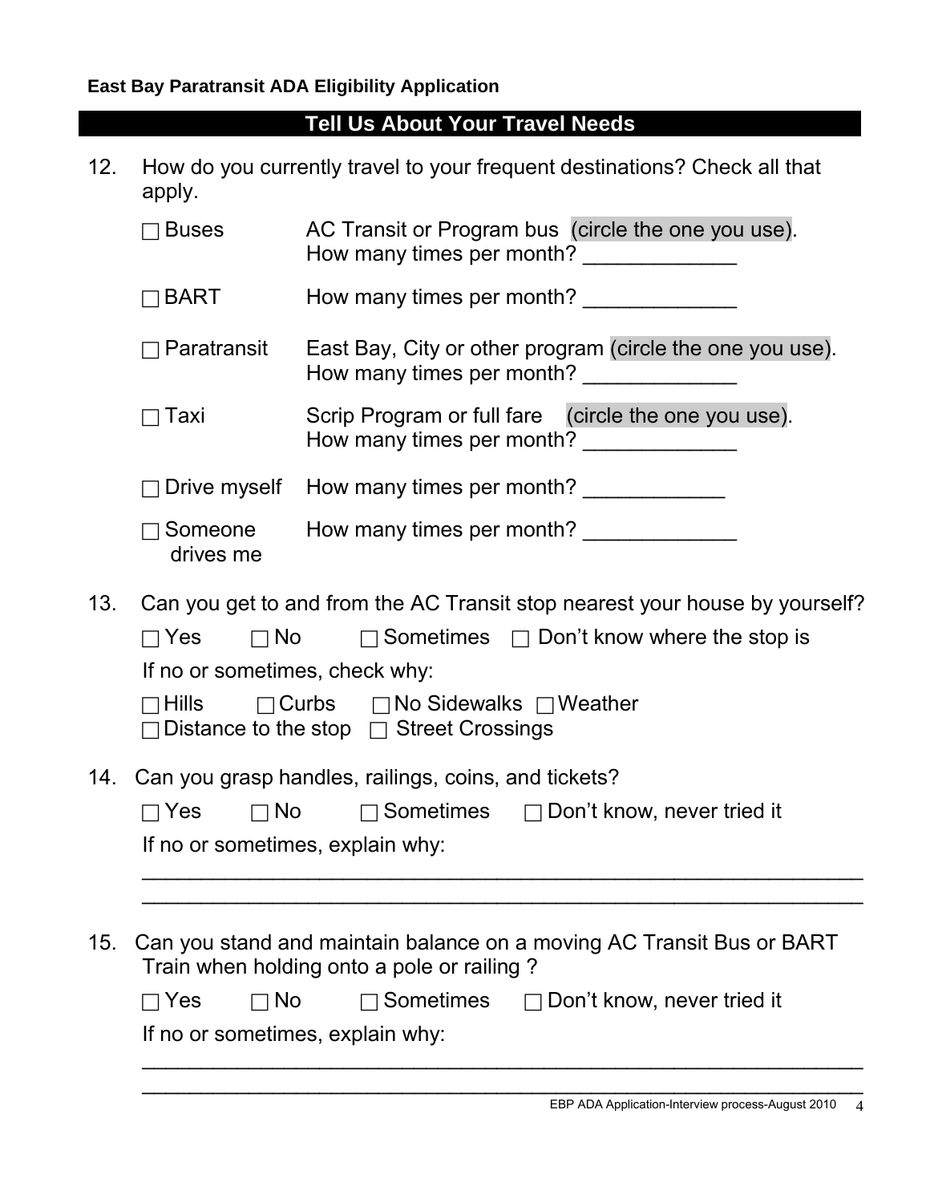**East Bay Paratransit ADA Eligibility Application**

## Tell Us About Your Travel Needs

12. How do you currently travel to your frequent destinations? Check all that apply.

| | |
|---|---|
| ☐ Buses | AC Transit or Program bus (circle the one you use). How many times per month? ____________ |
| ☐ BART | How many times per month? ____________ |
| ☐ Paratransit | East Bay, City or other program (circle the one you use). How many times per month? ____________ |
| ☐ Taxi | Scrip Program or full fare (circle the one you use). How many times per month? ____________ |
| ☐ Drive myself | How many times per month? ____________ |
| ☐ Someone drives me | How many times per month? ____________ |

13. Can you get to and from the AC Transit stop nearest your house by yourself?

    ☐ Yes ☐ No ☐ Sometimes ☐ Don't know where the stop is

    If no or sometimes, check why:

    ☐ Hills ☐ Curbs ☐ No Sidewalks ☐ Weather
    ☐ Distance to the stop ☐ Street Crossings

14. Can you grasp handles, railings, coins, and tickets?

    ☐ Yes ☐ No ☐ Sometimes ☐ Don't know, never tried it

    If no or sometimes, explain why:

    ______________________________________________________________
    ______________________________________________________________

15. Can you stand and maintain balance on a moving AC Transit Bus or BART Train when holding onto a pole or railing ?

    ☐ Yes ☐ No ☐ Sometimes ☐ Don't know, never tried it

    If no or sometimes, explain why:

    ______________________________________________________________
    ______________________________________________________________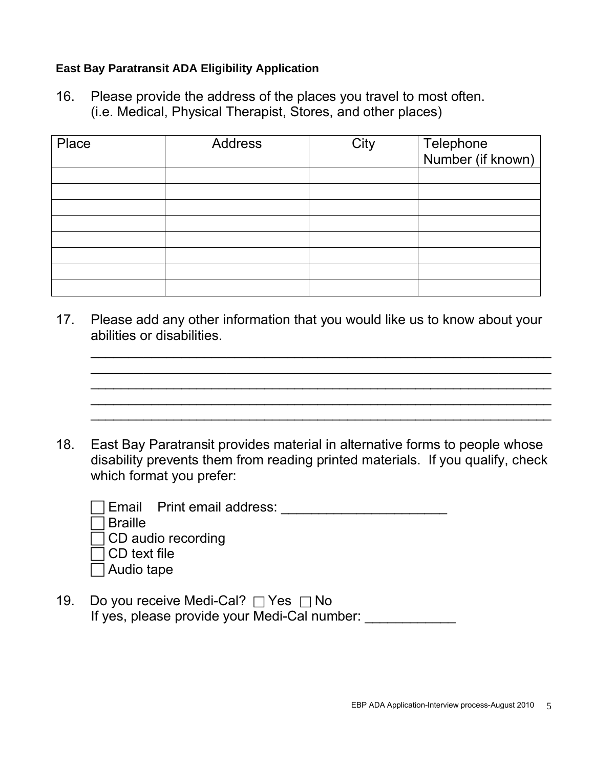16. Please provide the address of the places you travel to most often. (i.e. Medical, Physical Therapist, Stores, and other places)

| Place | Address | City | Telephone Number (if known) |
|---|---|---|---|
| | | | |
| | | | |
| | | | |
| | | | |
| | | | |
| | | | |
| | | | |
| | | | |

17. Please add any other information that you would like us to know about your abilities or disabilities.

____________________________________________________________
____________________________________________________________
____________________________________________________________
____________________________________________________________
____________________________________________________________

18. East Bay Paratransit provides material in alternative forms to people whose disability prevents them from reading printed materials. If you qualify, check which format you prefer:

☐ Email Print email address: ______________________
☐ Braille
☐ CD audio recording
☐ CD text file
☐ Audio tape

19. Do you receive Medi-Cal? ☐ Yes ☐ No
If yes, please provide your Medi-Cal number: ____________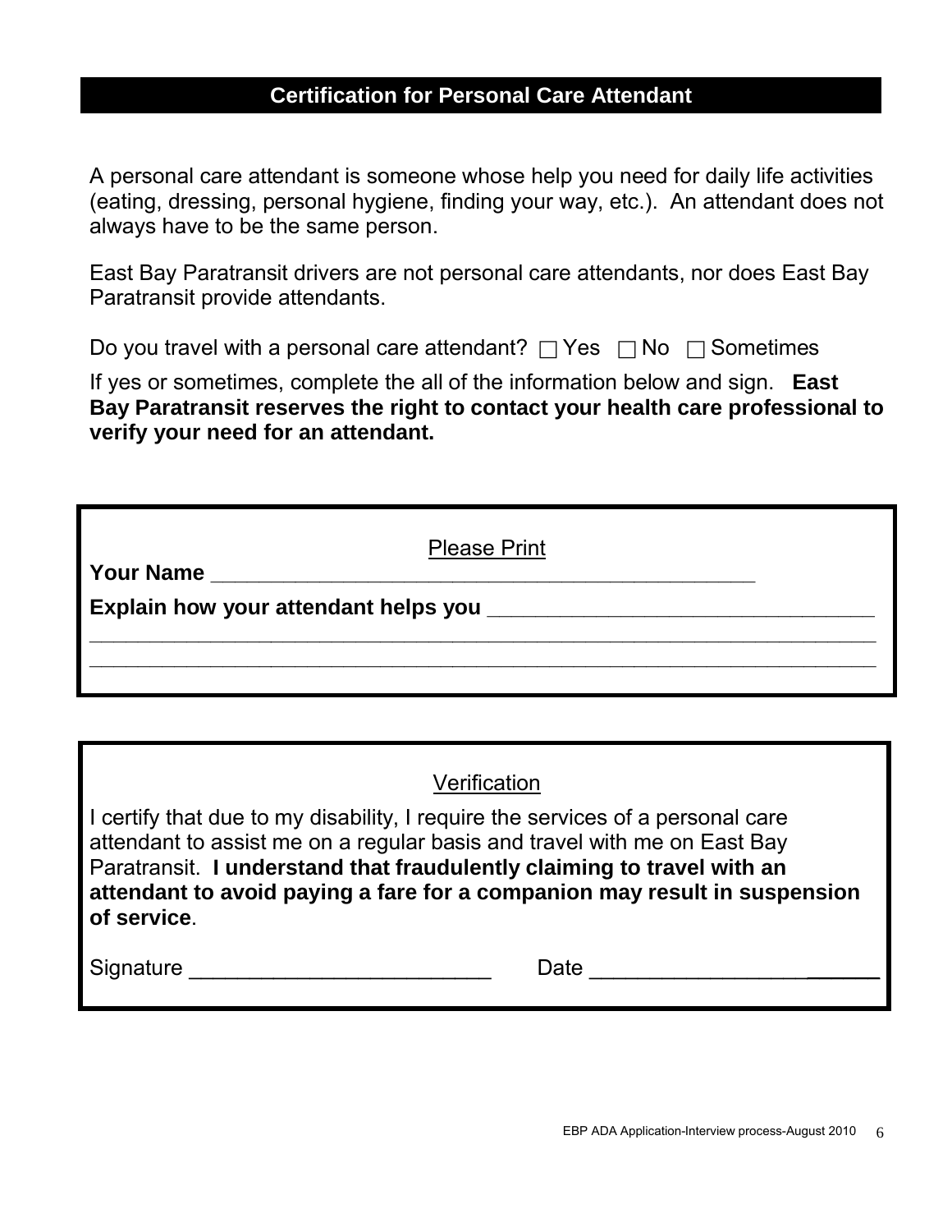## Certification for Personal Care Attendant

A personal care attendant is someone whose help you need for daily life activities (eating, dressing, personal hygiene, finding your way, etc.). An attendant does not always have to be the same person.

East Bay Paratransit drivers are not personal care attendants, nor does East Bay Paratransit provide attendants.

Do you travel with a personal care attendant? ☐ Yes ☐ No ☐ Sometimes

If yes or sometimes, complete the all of the information below and sign. **East Bay Paratransit reserves the right to contact your health care professional to verify your need for an attendant.**

Please Print

**Your Name** ______________________________________________

**Explain how your attendant helps you** ________________________________

____________________________________________________________________

____________________________________________________________________

Verification

I certify that due to my disability, I require the services of a personal care attendant to assist me on a regular basis and travel with me on East Bay Paratransit. **I understand that fraudulently claiming to travel with an attendant to avoid paying a fare for a companion may result in suspension of service**.

Signature _________________________ Date ________________________

EBP ADA Application-Interview process-August 2010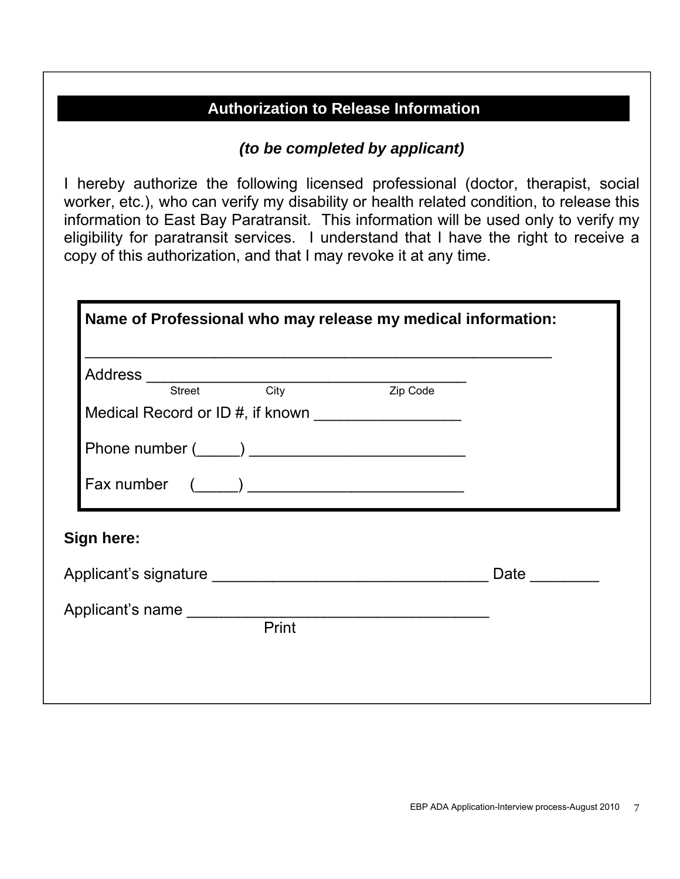## Authorization to Release Information

***(to be completed by applicant)***

I hereby authorize the following licensed professional (doctor, therapist, social worker, etc.), who can verify my disability or health related condition, to release this information to East Bay Paratransit. This information will be used only to verify my eligibility for paratransit services. I understand that I have the right to receive a copy of this authorization, and that I may revoke it at any time.

**Name of Professional who may release my medical information:**

_____________________________________________________

Address ____________________________________
Street City Zip Code

Medical Record or ID #, if known ________________

Phone number (_____) ________________________

Fax number (_____) ________________________

**Sign here:**

Applicant's signature ______________________________ Date ________

Applicant's name _________________________________
Print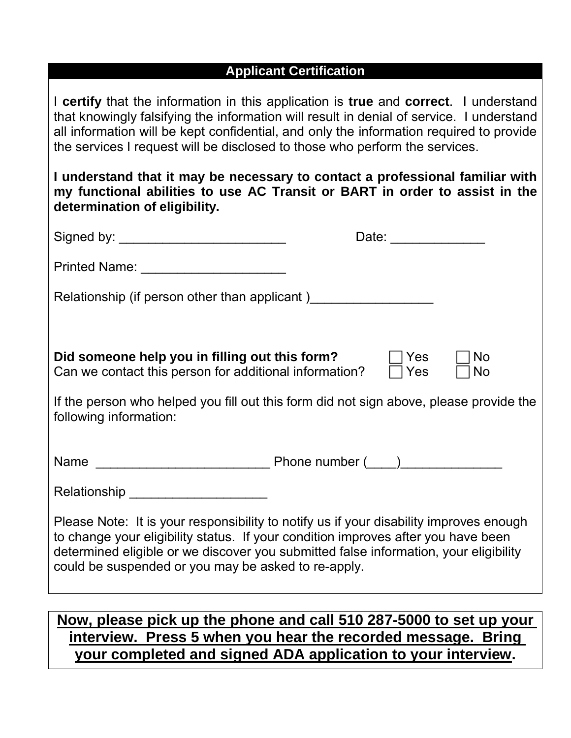## Applicant Certification

I **certify** that the information in this application is **true** and **correct**. I understand that knowingly falsifying the information will result in denial of service. I understand all information will be kept confidential, and only the information required to provide the services I request will be disclosed to those who perform the services.

**I understand that it may be necessary to contact a professional familiar with my functional abilities to use AC Transit or BART in order to assist in the determination of eligibility.**

Signed by: _______________________ Date: _____________

Printed Name: ____________________

Relationship (if person other than applicant )_________________

**Did someone help you in filling out this form?** ☐ Yes ☐ No

Can we contact this person for additional information? ☐ Yes ☐ No

If the person who helped you fill out this form did not sign above, please provide the following information:

Name ________________________ Phone number (____)______________

Relationship ___________________

Please Note: It is your responsibility to notify us if your disability improves enough to change your eligibility status. If your condition improves after you have been determined eligible or we discover you submitted false information, your eligibility could be suspended or you may be asked to re-apply.

**Now, please pick up the phone and call 510 287-5000 to set up your interview. Press 5 when you hear the recorded message. Bring your completed and signed ADA application to your interview.**